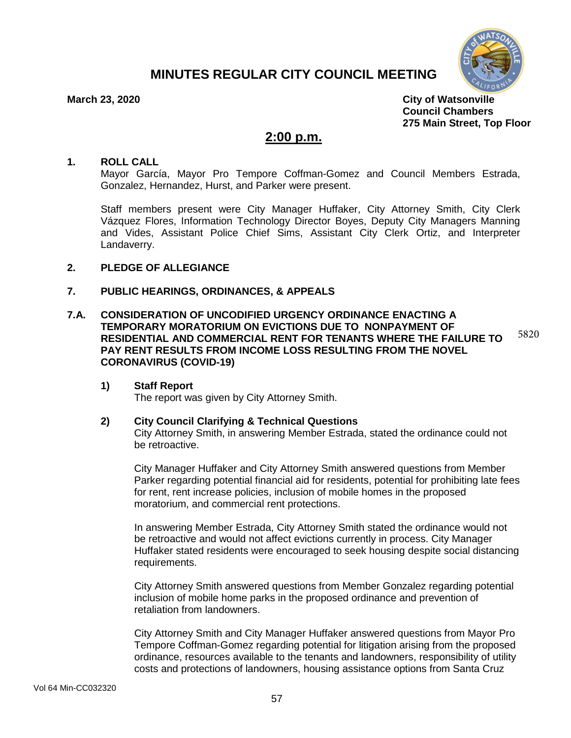# MINUTES REGULAR CITY COUNCIL MEETING

**March 23, 2020**

**City of Watsonville**
**Council Chambers**
**275 Main Street, Top Floor**

## 2:00 p.m.

**1. ROLL CALL**

Mayor García, Mayor Pro Tempore Coffman-Gomez and Council Members Estrada, Gonzalez, Hernandez, Hurst, and Parker were present.

Staff members present were City Manager Huffaker, City Attorney Smith, City Clerk Vázquez Flores, Information Technology Director Boyes, Deputy City Managers Manning and Vides, Assistant Police Chief Sims, Assistant City Clerk Ortiz, and Interpreter Landaverry.

**2. PLEDGE OF ALLEGIANCE**

**7. PUBLIC HEARINGS, ORDINANCES, & APPEALS**

**7.A. CONSIDERATION OF UNCODIFIED URGENCY ORDINANCE ENACTING A TEMPORARY MORATORIUM ON EVICTIONS DUE TO NONPAYMENT OF RESIDENTIAL AND COMMERCIAL RENT FOR TENANTS WHERE THE FAILURE TO PAY RENT RESULTS FROM INCOME LOSS RESULTING FROM THE NOVEL CORONAVIRUS (COVID-19)**

5820

**1) Staff Report**

The report was given by City Attorney Smith.

**2) City Council Clarifying & Technical Questions**

City Attorney Smith, in answering Member Estrada, stated the ordinance could not be retroactive.

City Manager Huffaker and City Attorney Smith answered questions from Member Parker regarding potential financial aid for residents, potential for prohibiting late fees for rent, rent increase policies, inclusion of mobile homes in the proposed moratorium, and commercial rent protections.

In answering Member Estrada, City Attorney Smith stated the ordinance would not be retroactive and would not affect evictions currently in process. City Manager Huffaker stated residents were encouraged to seek housing despite social distancing requirements.

City Attorney Smith answered questions from Member Gonzalez regarding potential inclusion of mobile home parks in the proposed ordinance and prevention of retaliation from landowners.

City Attorney Smith and City Manager Huffaker answered questions from Mayor Pro Tempore Coffman-Gomez regarding potential for litigation arising from the proposed ordinance, resources available to the tenants and landowners, responsibility of utility costs and protections of landowners, housing assistance options from Santa Cruz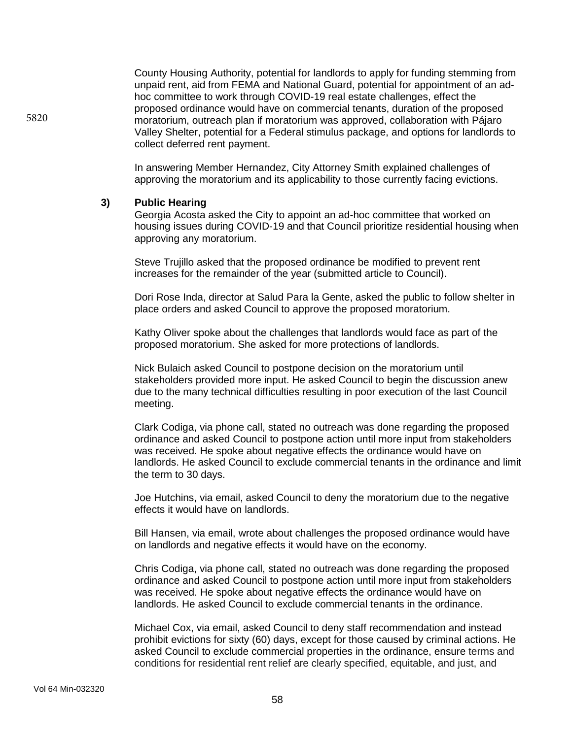County Housing Authority, potential for landlords to apply for funding stemming from unpaid rent, aid from FEMA and National Guard, potential for appointment of an ad-hoc committee to work through COVID-19 real estate challenges, effect the proposed ordinance would have on commercial tenants, duration of the proposed moratorium, outreach plan if moratorium was approved, collaboration with Pájaro Valley Shelter, potential for a Federal stimulus package, and options for landlords to collect deferred rent payment.

In answering Member Hernandez, City Attorney Smith explained challenges of approving the moratorium and its applicability to those currently facing evictions.

**3) Public Hearing**

Georgia Acosta asked the City to appoint an ad-hoc committee that worked on housing issues during COVID-19 and that Council prioritize residential housing when approving any moratorium.

Steve Trujillo asked that the proposed ordinance be modified to prevent rent increases for the remainder of the year (submitted article to Council).

Dori Rose Inda, director at Salud Para la Gente, asked the public to follow shelter in place orders and asked Council to approve the proposed moratorium.

Kathy Oliver spoke about the challenges that landlords would face as part of the proposed moratorium. She asked for more protections of landlords.

Nick Bulaich asked Council to postpone decision on the moratorium until stakeholders provided more input. He asked Council to begin the discussion anew due to the many technical difficulties resulting in poor execution of the last Council meeting.

Clark Codiga, via phone call, stated no outreach was done regarding the proposed ordinance and asked Council to postpone action until more input from stakeholders was received. He spoke about negative effects the ordinance would have on landlords. He asked Council to exclude commercial tenants in the ordinance and limit the term to 30 days.

Joe Hutchins, via email, asked Council to deny the moratorium due to the negative effects it would have on landlords.

Bill Hansen, via email, wrote about challenges the proposed ordinance would have on landlords and negative effects it would have on the economy.

Chris Codiga, via phone call, stated no outreach was done regarding the proposed ordinance and asked Council to postpone action until more input from stakeholders was received. He spoke about negative effects the ordinance would have on landlords. He asked Council to exclude commercial tenants in the ordinance.

Michael Cox, via email, asked Council to deny staff recommendation and instead prohibit evictions for sixty (60) days, except for those caused by criminal actions. He asked Council to exclude commercial properties in the ordinance, ensure terms and conditions for residential rent relief are clearly specified, equitable, and just, and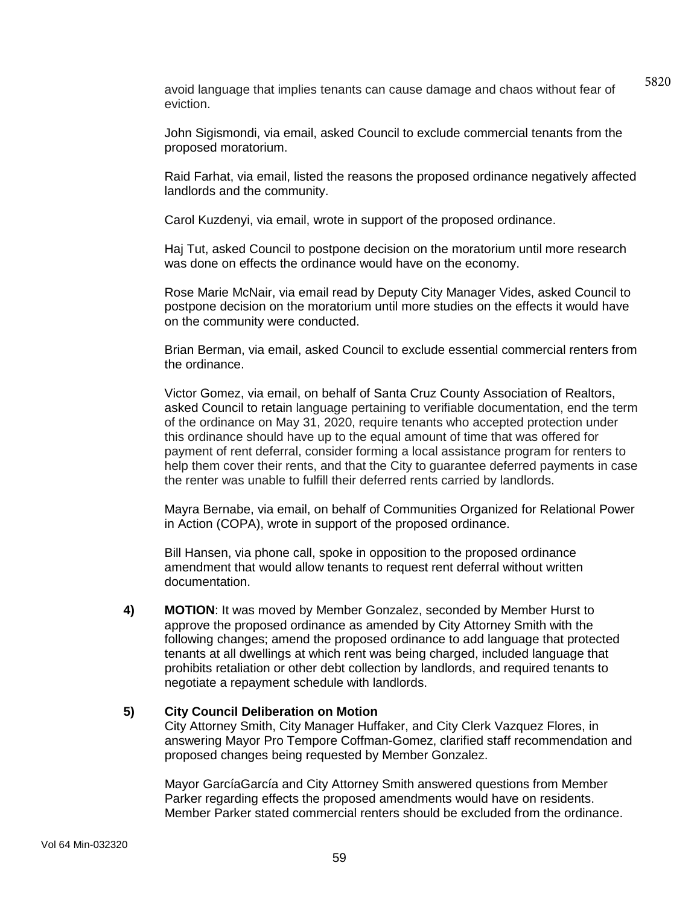avoid language that implies tenants can cause damage and chaos without fear of eviction.

John Sigismondi, via email, asked Council to exclude commercial tenants from the proposed moratorium.

Raid Farhat, via email, listed the reasons the proposed ordinance negatively affected landlords and the community.

Carol Kuzdenyi, via email, wrote in support of the proposed ordinance.

Haj Tut, asked Council to postpone decision on the moratorium until more research was done on effects the ordinance would have on the economy.

Rose Marie McNair, via email read by Deputy City Manager Vides, asked Council to postpone decision on the moratorium until more studies on the effects it would have on the community were conducted.

Brian Berman, via email, asked Council to exclude essential commercial renters from the ordinance.

Victor Gomez, via email, on behalf of Santa Cruz County Association of Realtors, asked Council to retain language pertaining to verifiable documentation, end the term of the ordinance on May 31, 2020, require tenants who accepted protection under this ordinance should have up to the equal amount of time that was offered for payment of rent deferral, consider forming a local assistance program for renters to help them cover their rents, and that the City to guarantee deferred payments in case the renter was unable to fulfill their deferred rents carried by landlords.

Mayra Bernabe, via email, on behalf of Communities Organized for Relational Power in Action (COPA), wrote in support of the proposed ordinance.

Bill Hansen, via phone call, spoke in opposition to the proposed ordinance amendment that would allow tenants to request rent deferral without written documentation.

**4) MOTION**: It was moved by Member Gonzalez, seconded by Member Hurst to approve the proposed ordinance as amended by City Attorney Smith with the following changes; amend the proposed ordinance to add language that protected tenants at all dwellings at which rent was being charged, included language that prohibits retaliation or other debt collection by landlords, and required tenants to negotiate a repayment schedule with landlords.

**5) City Council Deliberation on Motion**

City Attorney Smith, City Manager Huffaker, and City Clerk Vazquez Flores, in answering Mayor Pro Tempore Coffman-Gomez, clarified staff recommendation and proposed changes being requested by Member Gonzalez.

Mayor GarcíaGarcía and City Attorney Smith answered questions from Member Parker regarding effects the proposed amendments would have on residents. Member Parker stated commercial renters should be excluded from the ordinance.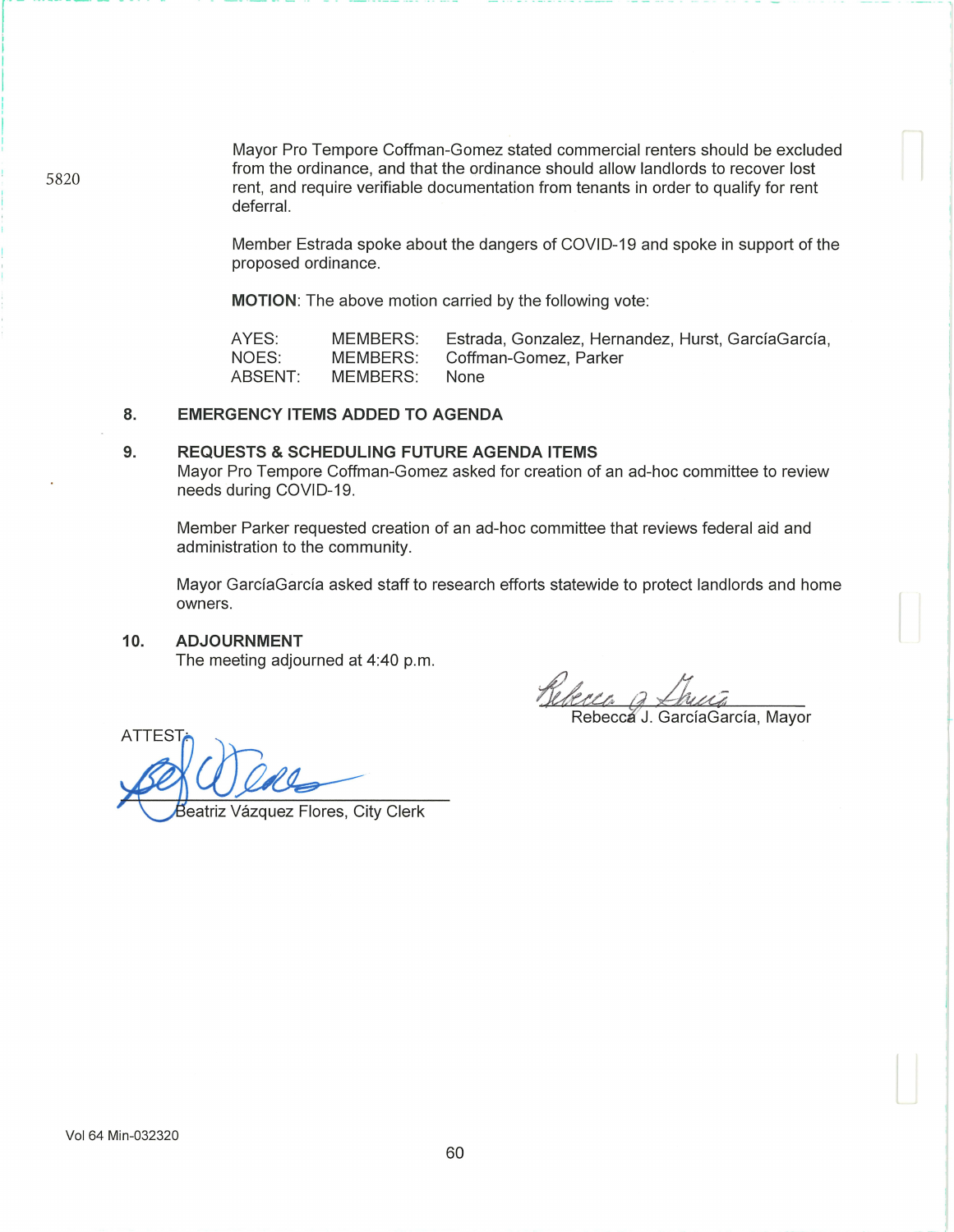5820

Mayor Pro Tempore Coffman-Gomez stated commercial renters should be excluded from the ordinance, and that the ordinance should allow landlords to recover lost rent, and require verifiable documentation from tenants in order to qualify for rent deferral.

Member Estrada spoke about the dangers of COVID-19 and spoke in support of the proposed ordinance.

**MOTION**: The above motion carried by the following vote:

| | | |
|---|---|---|
| AYES: | MEMBERS: | Estrada, Gonzalez, Hernandez, Hurst, GarcíaGarcía, |
| NOES: | MEMBERS: | Coffman-Gomez, Parker |
| ABSENT: | MEMBERS: | None |

## 8. EMERGENCY ITEMS ADDED TO AGENDA

## 9. REQUESTS & SCHEDULING FUTURE AGENDA ITEMS

Mayor Pro Tempore Coffman-Gomez asked for creation of an ad-hoc committee to review needs during COVID-19.

Member Parker requested creation of an ad-hoc committee that reviews federal aid and administration to the community.

Mayor GarcíaGarcía asked staff to research efforts statewide to protect landlords and home owners.

## 10. ADJOURNMENT

The meeting adjourned at 4:40 p.m.

Rebecca J. GarcíaGarcía, Mayor

ATTEST:

Beatriz Vázquez Flores, City Clerk

Vol 64 Min-032320